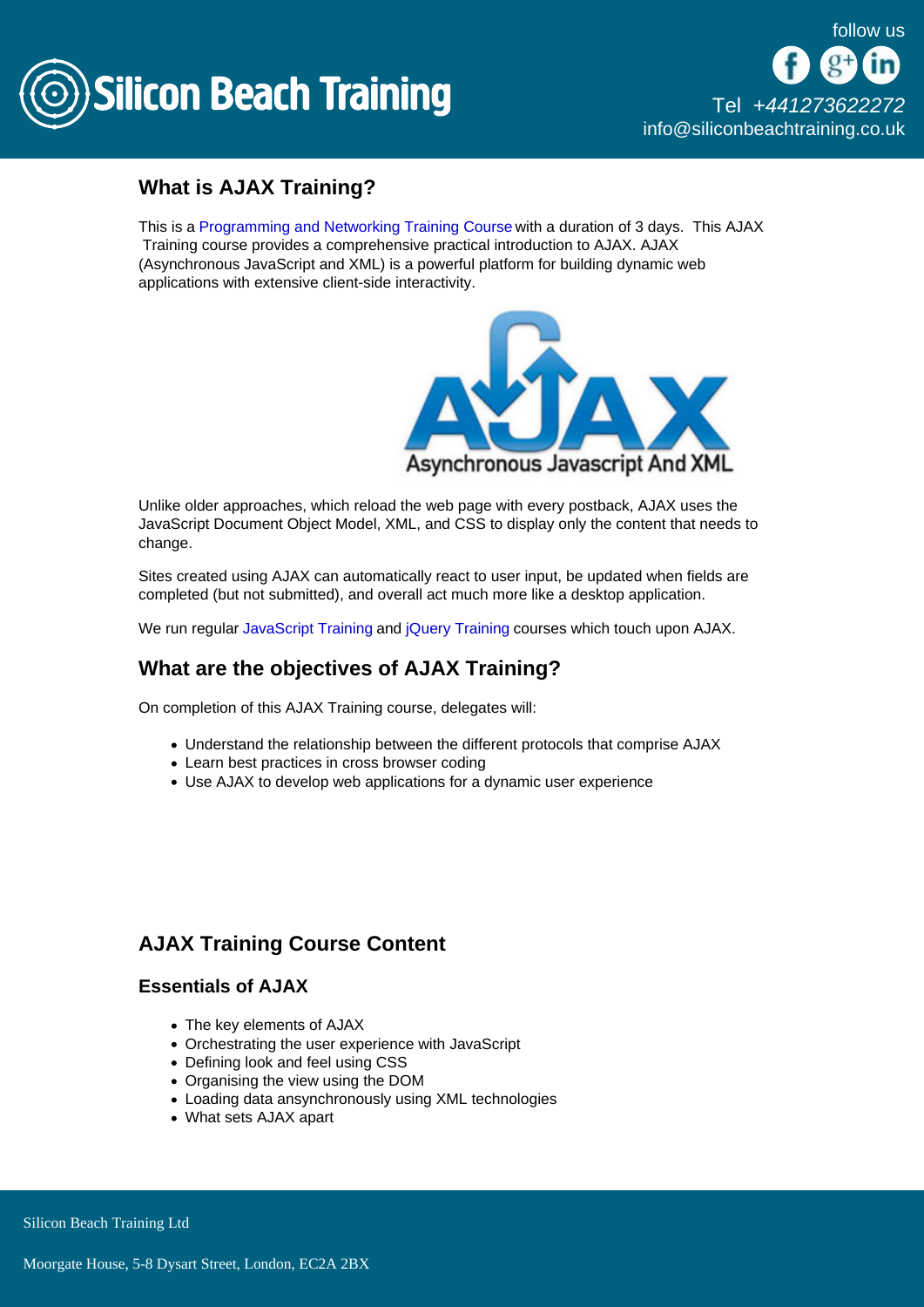## What is AJAX Training?

This is a Programming and Networking Training Course with a duration of 3 days. This AJAX Training course provides a comprehensive practical introduction to AJAX. AJAX (Asynchronous JavaScript and XML) is a powerful platform for building dynamic web applications with extensive client-side interactivity.

Unlike older approaches, which reload the web page with every postback, AJAX uses the JavaScript Document Object Model, XML, and CSS to display only the content that needs to change.

Sites created using AJAX can automatically react to user input, be updated when fields are completed (but not submitted), and overall act much more like a desktop application.

We run regular JavaScript Training and jQuery Training courses which touch upon AJAX.

## What are the objectives of AJAX Training?

On completion of this AJAX Training course, delegates will:

- Understand the relationship between the different protocols that comprise AJAX
- Learn best practices in cross browser coding
- Use AJAX to develop web applications for a dynamic user experience

## AJAX Training Course Content

### Essentials of AJAX

- The key elements of AJAX
- Orchestrating the user experience with JavaScript
- Defining look and feel using CSS
- Organising the view using the DOM
- Loading data ansynchronously using XML technologies
- What sets AJAX apart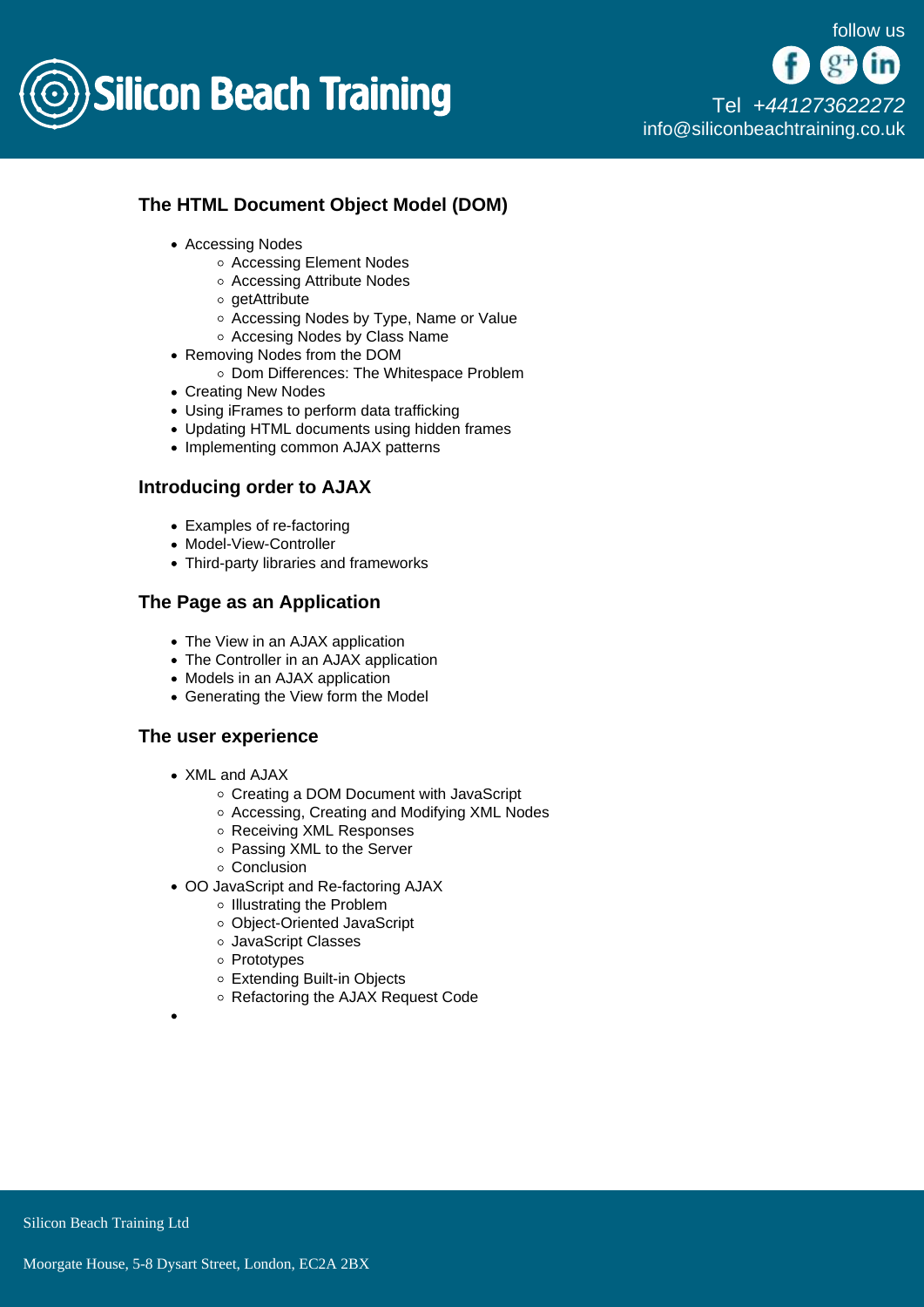## The HTML Document Object Model (DOM)

- Accessing Nodes
    - Accessing Element Nodes
    - Accessing Attribute Nodes
    - getAttribute
    - Accessing Nodes by Type, Name or Value
    - Accesing Nodes by Class Name
- Removing Nodes from the DOM
    - Dom Differences: The Whitespace Problem
- Creating New Nodes
- Using iFrames to perform data trafficking
- Updating HTML documents using hidden frames
- Implementing common AJAX patterns

## Introducing order to AJAX

- Examples of re-factoring
- Model-View-Controller
- Third-party libraries and frameworks

## The Page as an Application

- The View in an AJAX application
- The Controller in an AJAX application
- Models in an AJAX application
- Generating the View form the Model

## The user experience

- XML and AJAX
    - Creating a DOM Document with JavaScript
    - Accessing, Creating and Modifying XML Nodes
    - Receiving XML Responses
    - Passing XML to the Server
    - Conclusion
- OO JavaScript and Re-factoring AJAX
    - Illustrating the Problem
    - Object-Oriented JavaScript
    - JavaScript Classes
    - Prototypes
    - Extending Built-in Objects
    - Refactoring the AJAX Request Code
-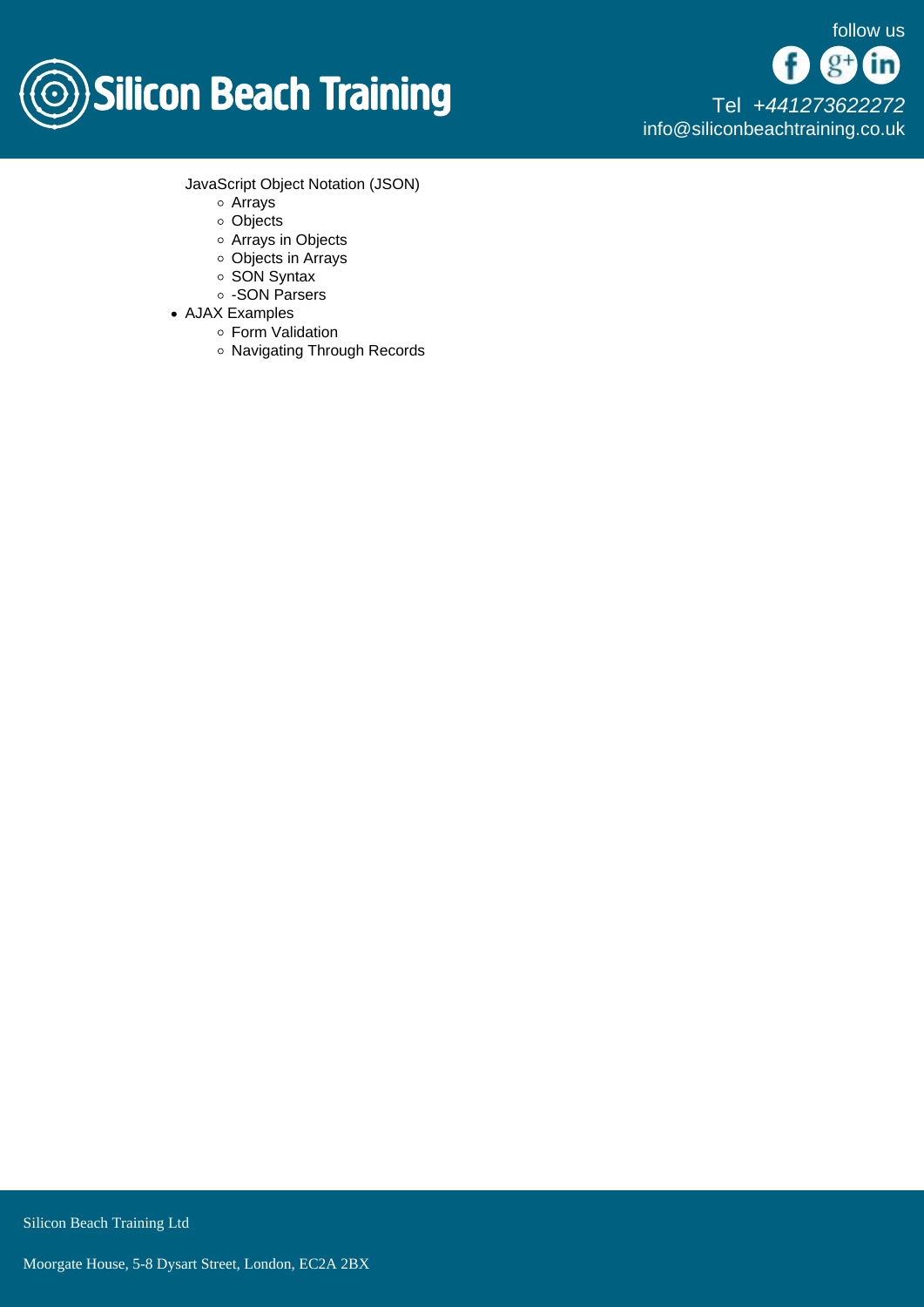JavaScript Object Notation (JSON)
  - Arrays
  - Objects
  - Arrays in Objects
  - Objects in Arrays
  - SON Syntax
  - -SON Parsers
- AJAX Examples
  - Form Validation
  - Navigating Through Records